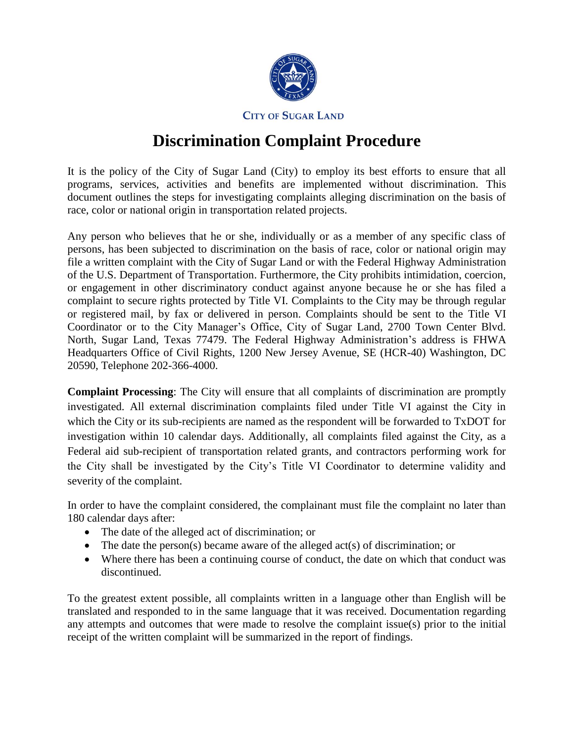CITY OF SUGAR LAND

# Discrimination Complaint Procedure

It is the policy of the City of Sugar Land (City) to employ its best efforts to ensure that all programs, services, activities and benefits are implemented without discrimination. This document outlines the steps for investigating complaints alleging discrimination on the basis of race, color or national origin in transportation related projects.

Any person who believes that he or she, individually or as a member of any specific class of persons, has been subjected to discrimination on the basis of race, color or national origin may file a written complaint with the City of Sugar Land or with the Federal Highway Administration of the U.S. Department of Transportation. Furthermore, the City prohibits intimidation, coercion, or engagement in other discriminatory conduct against anyone because he or she has filed a complaint to secure rights protected by Title VI. Complaints to the City may be through regular or registered mail, by fax or delivered in person. Complaints should be sent to the Title VI Coordinator or to the City Manager's Office, City of Sugar Land, 2700 Town Center Blvd. North, Sugar Land, Texas 77479. The Federal Highway Administration's address is FHWA Headquarters Office of Civil Rights, 1200 New Jersey Avenue, SE (HCR-40) Washington, DC 20590, Telephone 202-366-4000.

**Complaint Processing**: The City will ensure that all complaints of discrimination are promptly investigated. All external discrimination complaints filed under Title VI against the City in which the City or its sub-recipients are named as the respondent will be forwarded to TxDOT for investigation within 10 calendar days. Additionally, all complaints filed against the City, as a Federal aid sub-recipient of transportation related grants, and contractors performing work for the City shall be investigated by the City's Title VI Coordinator to determine validity and severity of the complaint.

In order to have the complaint considered, the complainant must file the complaint no later than 180 calendar days after:

- The date of the alleged act of discrimination; or
- The date the person(s) became aware of the alleged act(s) of discrimination; or
- Where there has been a continuing course of conduct, the date on which that conduct was discontinued.

To the greatest extent possible, all complaints written in a language other than English will be translated and responded to in the same language that it was received. Documentation regarding any attempts and outcomes that were made to resolve the complaint issue(s) prior to the initial receipt of the written complaint will be summarized in the report of findings.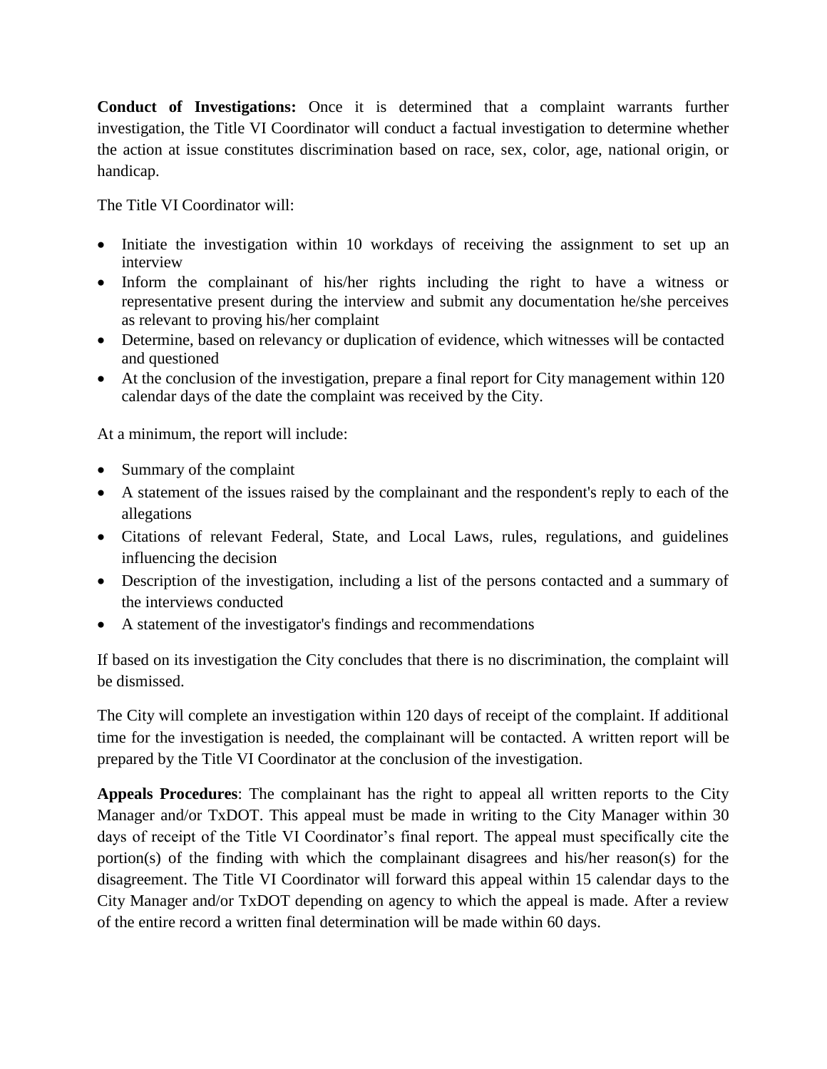**Conduct of Investigations:** Once it is determined that a complaint warrants further investigation, the Title VI Coordinator will conduct a factual investigation to determine whether the action at issue constitutes discrimination based on race, sex, color, age, national origin, or handicap.

The Title VI Coordinator will:

- Initiate the investigation within 10 workdays of receiving the assignment to set up an interview
- Inform the complainant of his/her rights including the right to have a witness or representative present during the interview and submit any documentation he/she perceives as relevant to proving his/her complaint
- Determine, based on relevancy or duplication of evidence, which witnesses will be contacted and questioned
- At the conclusion of the investigation, prepare a final report for City management within 120 calendar days of the date the complaint was received by the City.

At a minimum, the report will include:

- Summary of the complaint
- A statement of the issues raised by the complainant and the respondent's reply to each of the allegations
- Citations of relevant Federal, State, and Local Laws, rules, regulations, and guidelines influencing the decision
- Description of the investigation, including a list of the persons contacted and a summary of the interviews conducted
- A statement of the investigator's findings and recommendations

If based on its investigation the City concludes that there is no discrimination, the complaint will be dismissed.

The City will complete an investigation within 120 days of receipt of the complaint. If additional time for the investigation is needed, the complainant will be contacted. A written report will be prepared by the Title VI Coordinator at the conclusion of the investigation.

**Appeals Procedures**: The complainant has the right to appeal all written reports to the City Manager and/or TxDOT. This appeal must be made in writing to the City Manager within 30 days of receipt of the Title VI Coordinator's final report. The appeal must specifically cite the portion(s) of the finding with which the complainant disagrees and his/her reason(s) for the disagreement. The Title VI Coordinator will forward this appeal within 15 calendar days to the City Manager and/or TxDOT depending on agency to which the appeal is made. After a review of the entire record a written final determination will be made within 60 days.